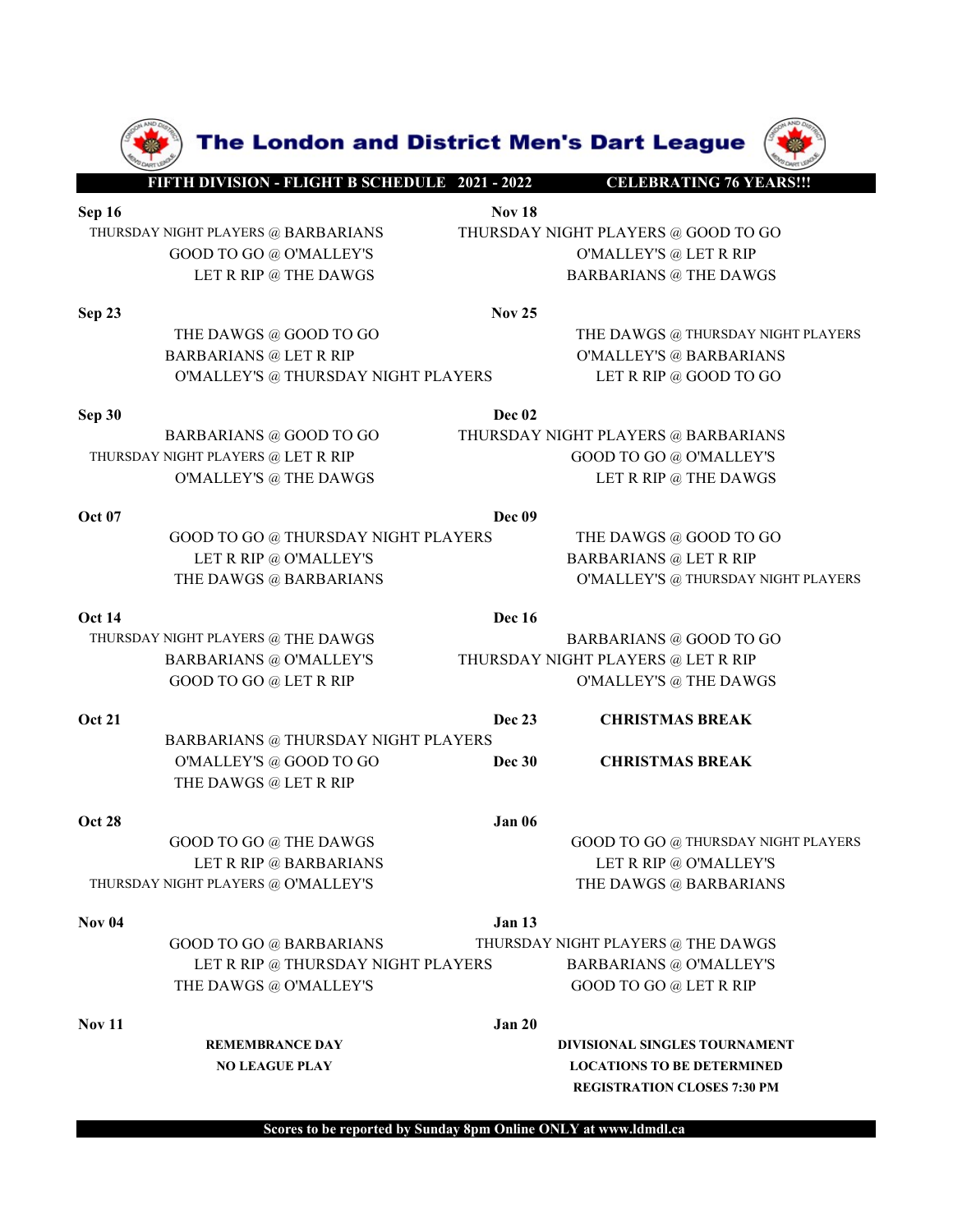# The London and District Men's Dart League

**FIFTH DIVISION - FLIGHT B SCHEDULE 2021 - 2022** **CELEBRATING 76 YEARS!!!**

**Sep 16**
THURSDAY NIGHT PLAYERS @ BARBARIANS
GOOD TO GO @ O'MALLEY'S
LET R RIP @ THE DAWGS

**Sep 23**
THE DAWGS @ GOOD TO GO
BARBARIANS @ LET R RIP
O'MALLEY'S @ THURSDAY NIGHT PLAYERS

**Sep 30**
BARBARIANS @ GOOD TO GO
THURSDAY NIGHT PLAYERS @ LET R RIP
O'MALLEY'S @ THE DAWGS

**Oct 07**
GOOD TO GO @ THURSDAY NIGHT PLAYERS
LET R RIP @ O'MALLEY'S
THE DAWGS @ BARBARIANS

**Oct 14**
THURSDAY NIGHT PLAYERS @ THE DAWGS
BARBARIANS @ O'MALLEY'S
GOOD TO GO @ LET R RIP

**Oct 21**
BARBARIANS @ THURSDAY NIGHT PLAYERS
O'MALLEY'S @ GOOD TO GO
THE DAWGS @ LET R RIP

**Oct 28**
GOOD TO GO @ THE DAWGS
LET R RIP @ BARBARIANS
THURSDAY NIGHT PLAYERS @ O'MALLEY'S

**Nov 04**
GOOD TO GO @ BARBARIANS
LET R RIP @ THURSDAY NIGHT PLAYERS
THE DAWGS @ O'MALLEY'S

**Nov 11**
**REMEMBRANCE DAY**
**NO LEAGUE PLAY**

**Nov 18**
THURSDAY NIGHT PLAYERS @ GOOD TO GO
O'MALLEY'S @ LET R RIP
BARBARIANS @ THE DAWGS

**Nov 25**
THE DAWGS @ THURSDAY NIGHT PLAYERS
O'MALLEY'S @ BARBARIANS
LET R RIP @ GOOD TO GO

**Dec 02**
THURSDAY NIGHT PLAYERS @ BARBARIANS
GOOD TO GO @ O'MALLEY'S
LET R RIP @ THE DAWGS

**Dec 09**
THE DAWGS @ GOOD TO GO
BARBARIANS @ LET R RIP
O'MALLEY'S @ THURSDAY NIGHT PLAYERS

**Dec 16**
BARBARIANS @ GOOD TO GO
THURSDAY NIGHT PLAYERS @ LET R RIP
O'MALLEY'S @ THE DAWGS

**Dec 23** **CHRISTMAS BREAK**

**Dec 30** **CHRISTMAS BREAK**

**Jan 06**
GOOD TO GO @ THURSDAY NIGHT PLAYERS
LET R RIP @ O'MALLEY'S
THE DAWGS @ BARBARIANS

**Jan 13**
THURSDAY NIGHT PLAYERS @ THE DAWGS
BARBARIANS @ O'MALLEY'S
GOOD TO GO @ LET R RIP

**Jan 20**
**DIVISIONAL SINGLES TOURNAMENT**
**LOCATIONS TO BE DETERMINED**
**REGISTRATION CLOSES 7:30 PM**

**Scores to be reported by Sunday 8pm Online ONLY at www.ldmdl.ca**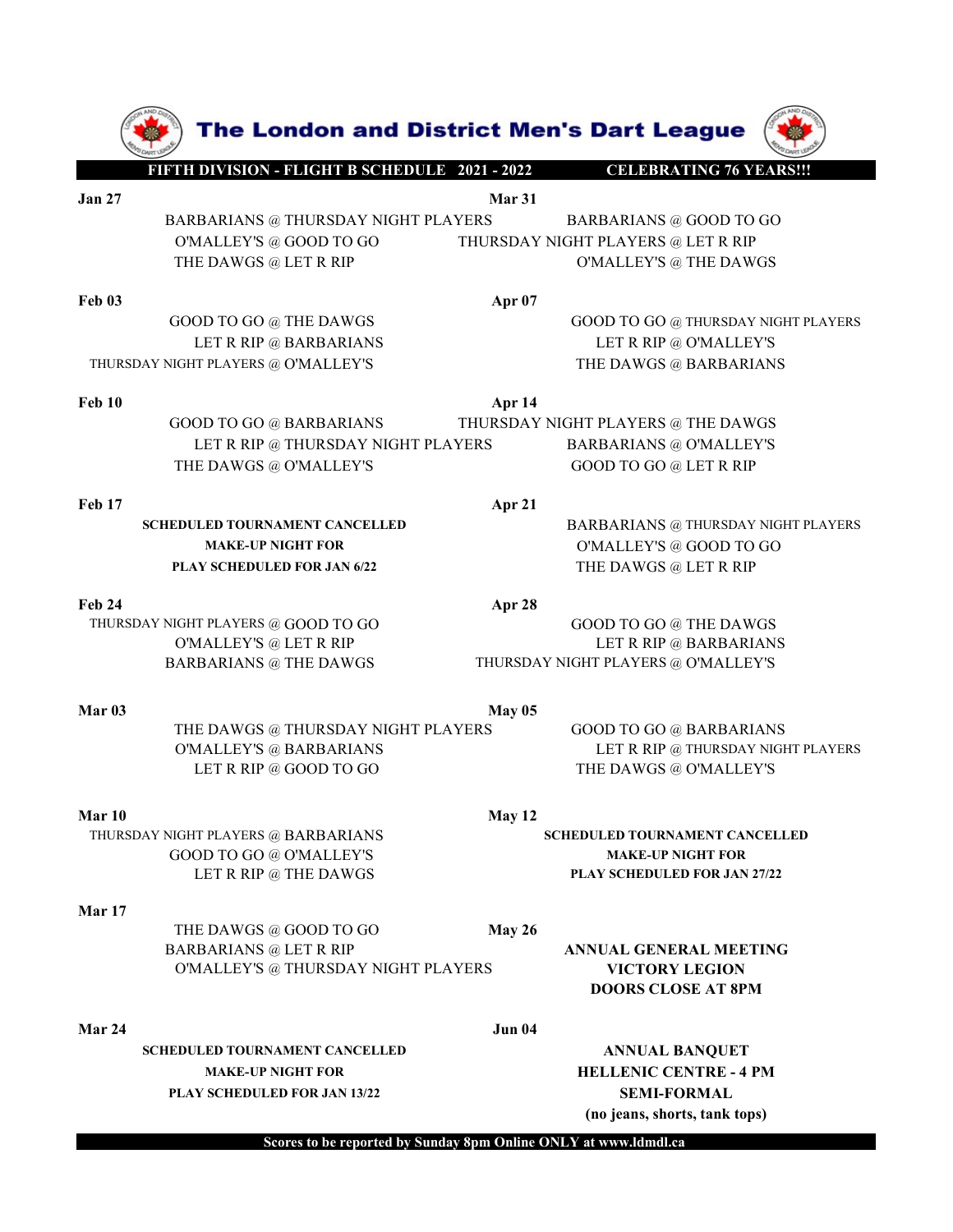# The London and District Men's Dart League

**FIFTH DIVISION - FLIGHT B SCHEDULE 2021 - 2022** — **CELEBRATING 76 YEARS!!!**

**Jan 27**

BARBARIANS @ THURSDAY NIGHT PLAYERS
O'MALLEY'S @ GOOD TO GO
THE DAWGS @ LET R RIP

**Feb 03**

GOOD TO GO @ THE DAWGS
LET R RIP @ BARBARIANS
THURSDAY NIGHT PLAYERS @ O'MALLEY'S

**Feb 10**

GOOD TO GO @ BARBARIANS
LET R RIP @ THURSDAY NIGHT PLAYERS
THE DAWGS @ O'MALLEY'S

**Feb 17**

**SCHEDULED TOURNAMENT CANCELLED**
**MAKE-UP NIGHT FOR**
**PLAY SCHEDULED FOR JAN 6/22**

**Feb 24**

THURSDAY NIGHT PLAYERS @ GOOD TO GO
O'MALLEY'S @ LET R RIP
BARBARIANS @ THE DAWGS

**Mar 03**

THE DAWGS @ THURSDAY NIGHT PLAYERS
O'MALLEY'S @ BARBARIANS
LET R RIP @ GOOD TO GO

**Mar 10**

THURSDAY NIGHT PLAYERS @ BARBARIANS
GOOD TO GO @ O'MALLEY'S
LET R RIP @ THE DAWGS

**Mar 17**

THE DAWGS @ GOOD TO GO
BARBARIANS @ LET R RIP
O'MALLEY'S @ THURSDAY NIGHT PLAYERS

**Mar 24**

**SCHEDULED TOURNAMENT CANCELLED**
**MAKE-UP NIGHT FOR**
**PLAY SCHEDULED FOR JAN 13/22**

**Mar 31**

BARBARIANS @ GOOD TO GO
THURSDAY NIGHT PLAYERS @ LET R RIP
O'MALLEY'S @ THE DAWGS

**Apr 07**

GOOD TO GO @ THURSDAY NIGHT PLAYERS
LET R RIP @ O'MALLEY'S
THE DAWGS @ BARBARIANS

**Apr 14**

THURSDAY NIGHT PLAYERS @ THE DAWGS
BARBARIANS @ O'MALLEY'S
GOOD TO GO @ LET R RIP

**Apr 21**

BARBARIANS @ THURSDAY NIGHT PLAYERS
O'MALLEY'S @ GOOD TO GO
THE DAWGS @ LET R RIP

**Apr 28**

GOOD TO GO @ THE DAWGS
LET R RIP @ BARBARIANS
THURSDAY NIGHT PLAYERS @ O'MALLEY'S

**May 05**

GOOD TO GO @ BARBARIANS
LET R RIP @ THURSDAY NIGHT PLAYERS
THE DAWGS @ O'MALLEY'S

**May 12**

**SCHEDULED TOURNAMENT CANCELLED**
**MAKE-UP NIGHT FOR**
**PLAY SCHEDULED FOR JAN 27/22**

**May 26**

**ANNUAL GENERAL MEETING**
**VICTORY LEGION**
**DOORS CLOSE AT 8PM**

**Jun 04**

**ANNUAL BANQUET**
**HELLENIC CENTRE - 4 PM**
**SEMI-FORMAL**
**(no jeans, shorts, tank tops)**

**Scores to be reported by Sunday 8pm Online ONLY at www.ldmdl.ca**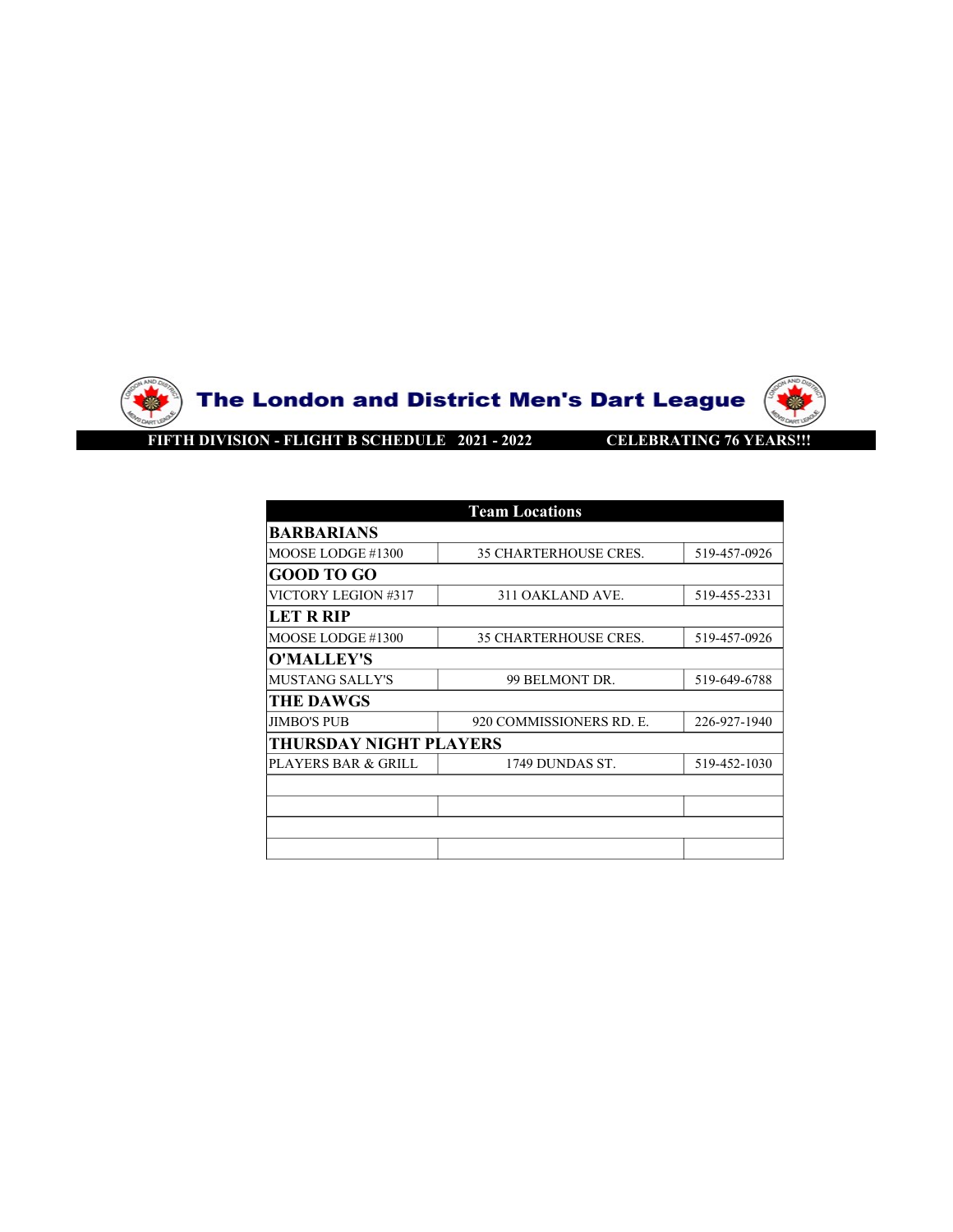# The London and District Men's Dart League

**FIFTH DIVISION - FLIGHT B SCHEDULE 2021 - 2022** **CELEBRATING 76 YEARS!!!**

| Team Locations | | |
|---|---|---|
| **BARBARIANS** | | |
| MOOSE LODGE #1300 | 35 CHARTERHOUSE CRES. | 519-457-0926 |
| **GOOD TO GO** | | |
| VICTORY LEGION #317 | 311 OAKLAND AVE. | 519-455-2331 |
| **LET R RIP** | | |
| MOOSE LODGE #1300 | 35 CHARTERHOUSE CRES. | 519-457-0926 |
| **O'MALLEY'S** | | |
| MUSTANG SALLY'S | 99 BELMONT DR. | 519-649-6788 |
| **THE DAWGS** | | |
| JIMBO'S PUB | 920 COMMISSIONERS RD. E. | 226-927-1940 |
| **THURSDAY NIGHT PLAYERS** | | |
| PLAYERS BAR & GRILL | 1749 DUNDAS ST. | 519-452-1030 |